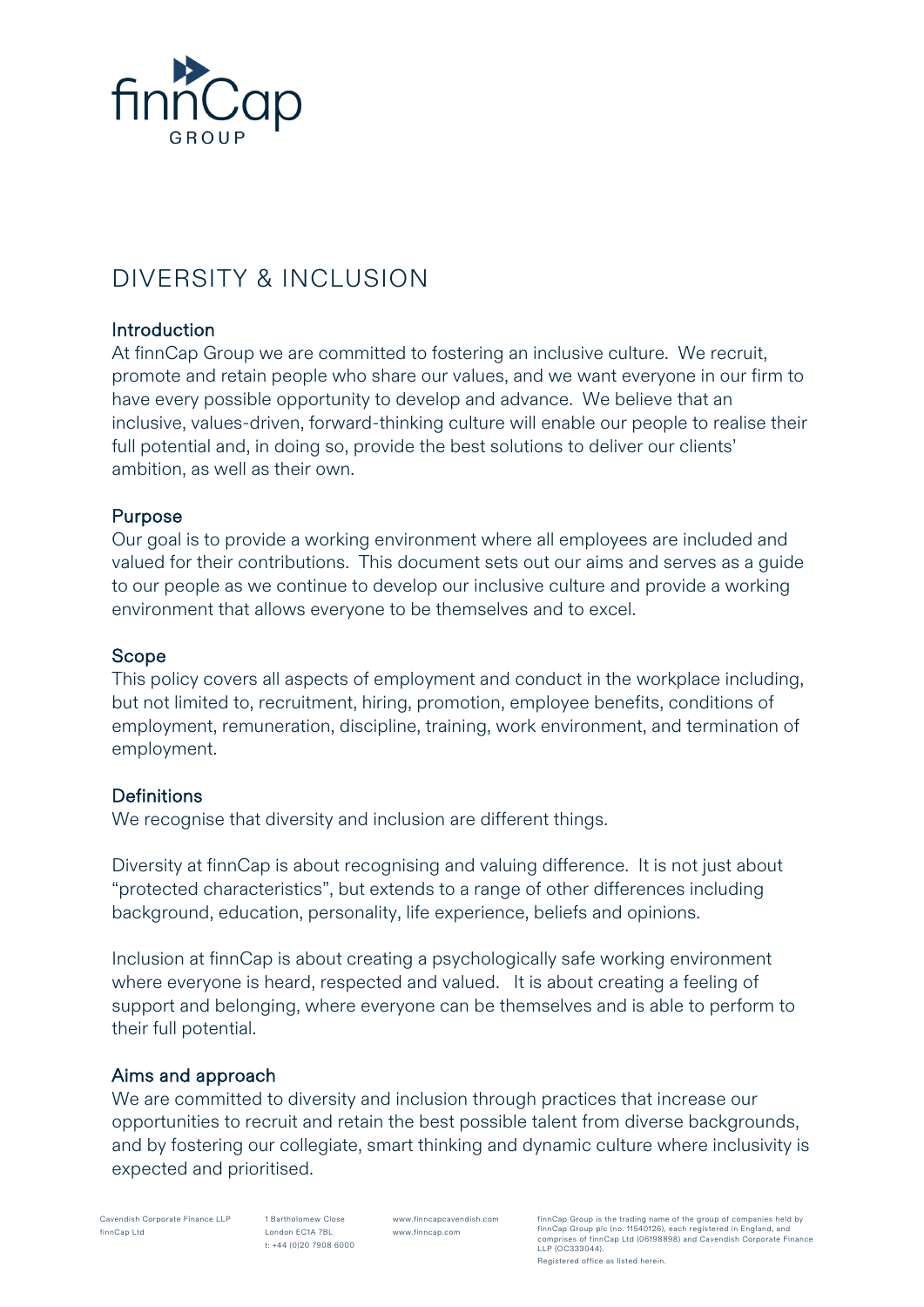# DIVERSITY & INCLUSION

## Introduction

At finnCap Group we are committed to fostering an inclusive culture. We recruit, promote and retain people who share our values, and we want everyone in our firm to have every possible opportunity to develop and advance. We believe that an inclusive, values-driven, forward-thinking culture will enable our people to realise their full potential and, in doing so, provide the best solutions to deliver our clients' ambition, as well as their own.

## Purpose

Our goal is to provide a working environment where all employees are included and valued for their contributions. This document sets out our aims and serves as a guide to our people as we continue to develop our inclusive culture and provide a working environment that allows everyone to be themselves and to excel.

## Scope

This policy covers all aspects of employment and conduct in the workplace including, but not limited to, recruitment, hiring, promotion, employee benefits, conditions of employment, remuneration, discipline, training, work environment, and termination of employment.

## Definitions

We recognise that diversity and inclusion are different things.

Diversity at finnCap is about recognising and valuing difference. It is not just about "protected characteristics", but extends to a range of other differences including background, education, personality, life experience, beliefs and opinions.

Inclusion at finnCap is about creating a psychologically safe working environment where everyone is heard, respected and valued. It is about creating a feeling of support and belonging, where everyone can be themselves and is able to perform to their full potential.

## Aims and approach

We are committed to diversity and inclusion through practices that increase our opportunities to recruit and retain the best possible talent from diverse backgrounds, and by fostering our collegiate, smart thinking and dynamic culture where inclusivity is expected and prioritised.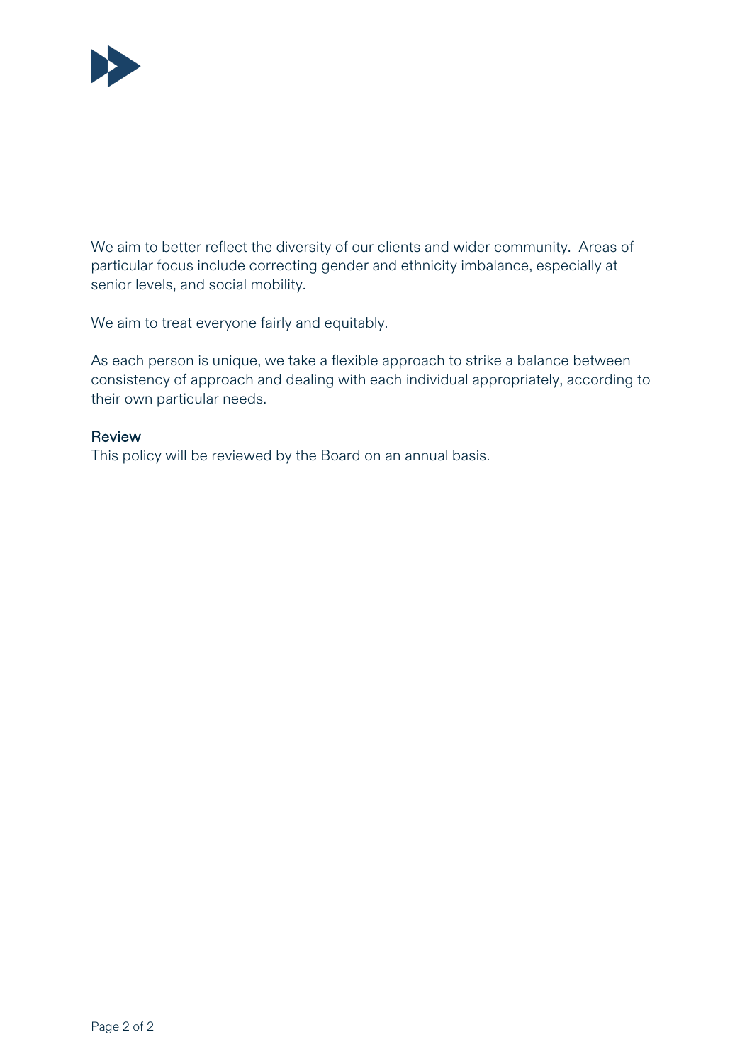We aim to better reflect the diversity of our clients and wider community. Areas of particular focus include correcting gender and ethnicity imbalance, especially at senior levels, and social mobility.

We aim to treat everyone fairly and equitably.

As each person is unique, we take a flexible approach to strike a balance between consistency of approach and dealing with each individual appropriately, according to their own particular needs.

## Review

This policy will be reviewed by the Board on an annual basis.